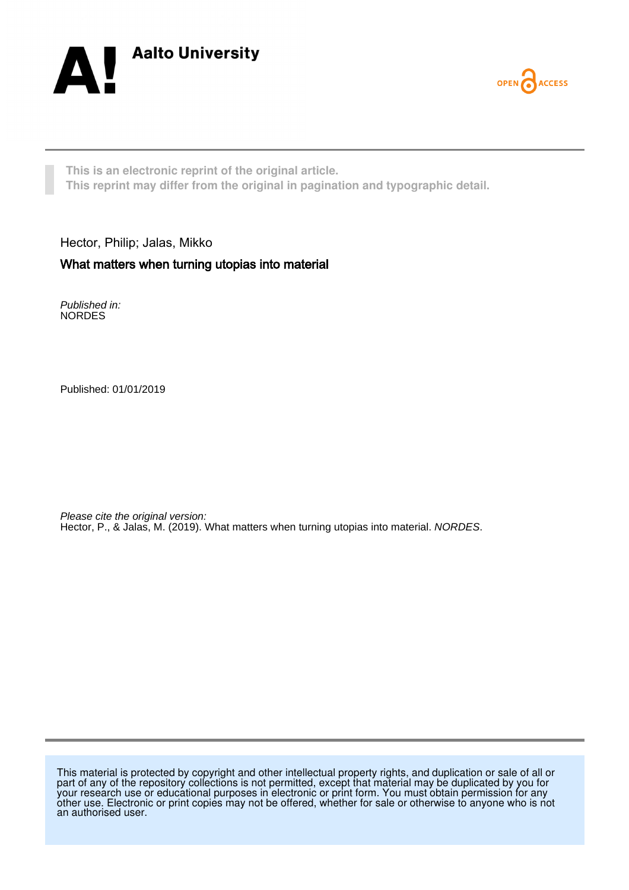Aalto University

OPEN ACCESS

This is an electronic reprint of the original article.
This reprint may differ from the original in pagination and typographic detail.

Hector, Philip; Jalas, Mikko

**What matters when turning utopias into material**

*Published in:*
NORDES

Published: 01/01/2019

*Please cite the original version:*
Hector, P., & Jalas, M. (2019). What matters when turning utopias into material. *NORDES*.

This material is protected by copyright and other intellectual property rights, and duplication or sale of all or part of any of the repository collections is not permitted, except that material may be duplicated by you for your research use or educational purposes in electronic or print form. You must obtain permission for any other use. Electronic or print copies may not be offered, whether for sale or otherwise to anyone who is not an authorised user.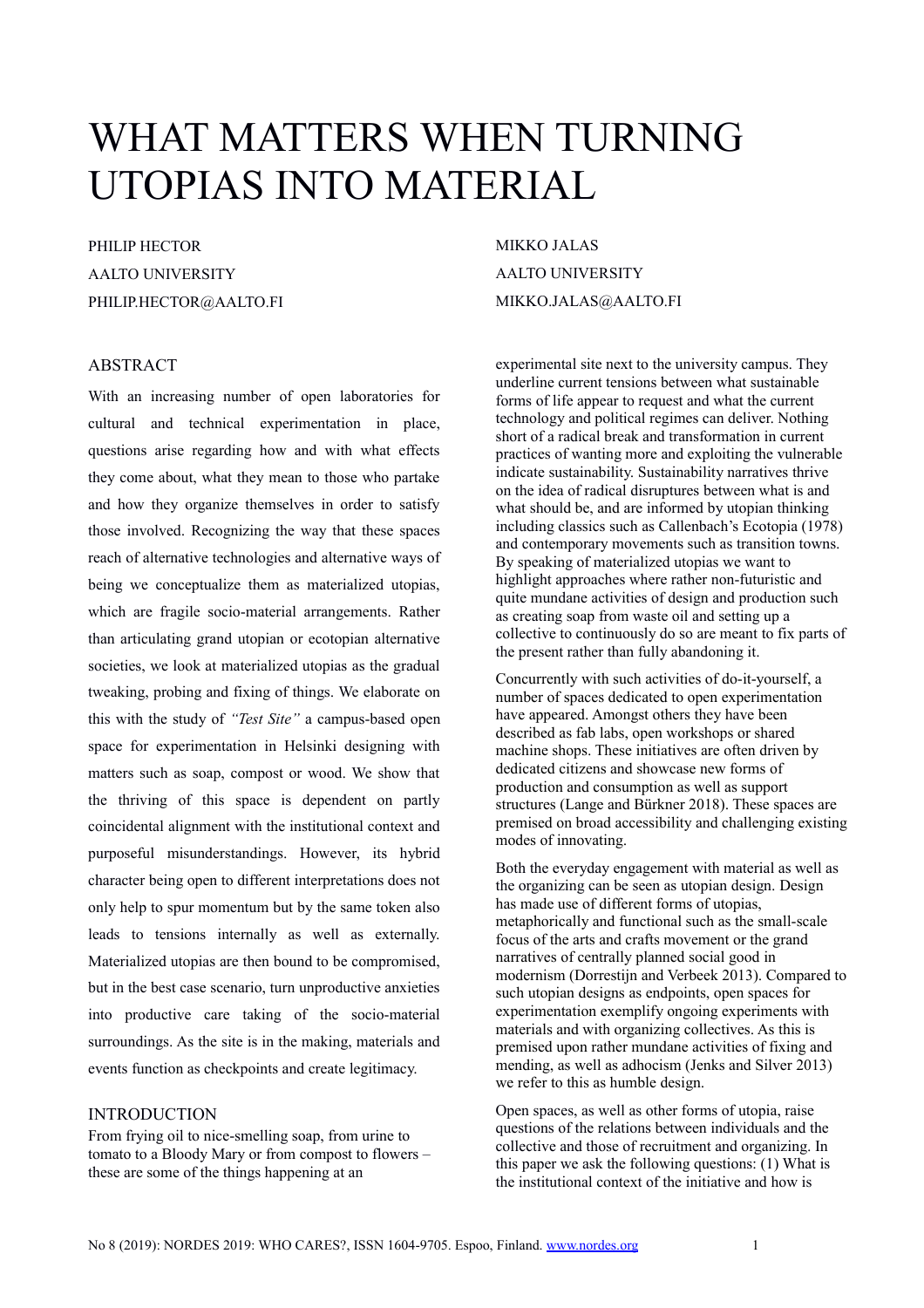# WHAT MATTERS WHEN TURNING UTOPIAS INTO MATERIAL

PHILIP HECTOR
AALTO UNIVERSITY
PHILIP.HECTOR@AALTO.FI

MIKKO JALAS
AALTO UNIVERSITY
MIKKO.JALAS@AALTO.FI

## ABSTRACT

With an increasing number of open laboratories for cultural and technical experimentation in place, questions arise regarding how and with what effects they come about, what they mean to those who partake and how they organize themselves in order to satisfy those involved. Recognizing the way that these spaces reach of alternative technologies and alternative ways of being we conceptualize them as materialized utopias, which are fragile socio-material arrangements. Rather than articulating grand utopian or ecotopian alternative societies, we look at materialized utopias as the gradual tweaking, probing and fixing of things. We elaborate on this with the study of *"Test Site"* a campus-based open space for experimentation in Helsinki designing with matters such as soap, compost or wood. We show that the thriving of this space is dependent on partly coincidental alignment with the institutional context and purposeful misunderstandings. However, its hybrid character being open to different interpretations does not only help to spur momentum but by the same token also leads to tensions internally as well as externally. Materialized utopias are then bound to be compromised, but in the best case scenario, turn unproductive anxieties into productive care taking of the socio-material surroundings. As the site is in the making, materials and events function as checkpoints and create legitimacy.

## INTRODUCTION

From frying oil to nice-smelling soap, from urine to tomato to a Bloody Mary or from compost to flowers – these are some of the things happening at an experimental site next to the university campus. They underline current tensions between what sustainable forms of life appear to request and what the current technology and political regimes can deliver. Nothing short of a radical break and transformation in current practices of wanting more and exploiting the vulnerable indicate sustainability. Sustainability narratives thrive on the idea of radical disruptures between what is and what should be, and are informed by utopian thinking including classics such as Callenbach's Ecotopia (1978) and contemporary movements such as transition towns. By speaking of materialized utopias we want to highlight approaches where rather non-futuristic and quite mundane activities of design and production such as creating soap from waste oil and setting up a collective to continuously do so are meant to fix parts of the present rather than fully abandoning it.

Concurrently with such activities of do-it-yourself, a number of spaces dedicated to open experimentation have appeared. Amongst others they have been described as fab labs, open workshops or shared machine shops. These initiatives are often driven by dedicated citizens and showcase new forms of production and consumption as well as support structures (Lange and Bürkner 2018). These spaces are premised on broad accessibility and challenging existing modes of innovating.

Both the everyday engagement with material as well as the organizing can be seen as utopian design. Design has made use of different forms of utopias, metaphorically and functional such as the small-scale focus of the arts and crafts movement or the grand narratives of centrally planned social good in modernism (Dorrestijn and Verbeek 2013). Compared to such utopian designs as endpoints, open spaces for experimentation exemplify ongoing experiments with materials and with organizing collectives. As this is premised upon rather mundane activities of fixing and mending, as well as adhocism (Jenks and Silver 2013) we refer to this as humble design.

Open spaces, as well as other forms of utopia, raise questions of the relations between individuals and the collective and those of recruitment and organizing. In this paper we ask the following questions: (1) What is the institutional context of the initiative and how is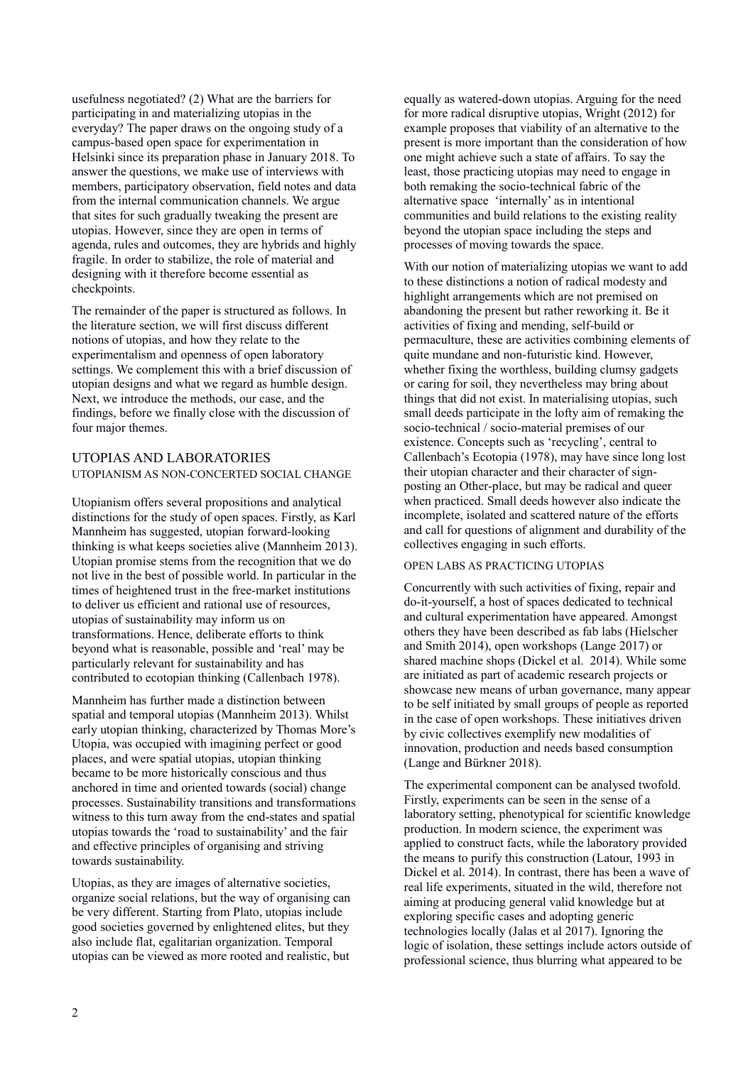usefulness negotiated? (2) What are the barriers for participating in and materializing utopias in the everyday? The paper draws on the ongoing study of a campus-based open space for experimentation in Helsinki since its preparation phase in January 2018. To answer the questions, we make use of interviews with members, participatory observation, field notes and data from the internal communication channels. We argue that sites for such gradually tweaking the present are utopias. However, since they are open in terms of agenda, rules and outcomes, they are hybrids and highly fragile. In order to stabilize, the role of material and designing with it therefore become essential as checkpoints.

The remainder of the paper is structured as follows. In the literature section, we will first discuss different notions of utopias, and how they relate to the experimentalism and openness of open laboratory settings. We complement this with a brief discussion of utopian designs and what we regard as humble design. Next, we introduce the methods, our case, and the findings, before we finally close with the discussion of four major themes.

## UTOPIAS AND LABORATORIES

### UTOPIANISM AS NON-CONCERTED SOCIAL CHANGE

Utopianism offers several propositions and analytical distinctions for the study of open spaces. Firstly, as Karl Mannheim has suggested, utopian forward-looking thinking is what keeps societies alive (Mannheim 2013). Utopian promise stems from the recognition that we do not live in the best of possible world. In particular in the times of heightened trust in the free-market institutions to deliver us efficient and rational use of resources, utopias of sustainability may inform us on transformations. Hence, deliberate efforts to think beyond what is reasonable, possible and 'real' may be particularly relevant for sustainability and has contributed to ecotopian thinking (Callenbach 1978).

Mannheim has further made a distinction between spatial and temporal utopias (Mannheim 2013). Whilst early utopian thinking, characterized by Thomas More's Utopia, was occupied with imagining perfect or good places, and were spatial utopias, utopian thinking became to be more historically conscious and thus anchored in time and oriented towards (social) change processes. Sustainability transitions and transformations witness to this turn away from the end-states and spatial utopias towards the 'road to sustainability' and the fair and effective principles of organising and striving towards sustainability.

Utopias, as they are images of alternative societies, organize social relations, but the way of organising can be very different. Starting from Plato, utopias include good societies governed by enlightened elites, but they also include flat, egalitarian organization. Temporal utopias can be viewed as more rooted and realistic, but equally as watered-down utopias. Arguing for the need for more radical disruptive utopias, Wright (2012) for example proposes that viability of an alternative to the present is more important than the consideration of how one might achieve such a state of affairs. To say the least, those practicing utopias may need to engage in both remaking the socio-technical fabric of the alternative space 'internally' as in intentional communities and build relations to the existing reality beyond the utopian space including the steps and processes of moving towards the space.

With our notion of materializing utopias we want to add to these distinctions a notion of radical modesty and highlight arrangements which are not premised on abandoning the present but rather reworking it. Be it activities of fixing and mending, self-build or permaculture, these are activities combining elements of quite mundane and non-futuristic kind. However, whether fixing the worthless, building clumsy gadgets or caring for soil, they nevertheless may bring about things that did not exist. In materialising utopias, such small deeds participate in the lofty aim of remaking the socio-technical / socio-material premises of our existence. Concepts such as 'recycling', central to Callenbach's Ecotopia (1978), may have since long lost their utopian character and their character of sign-posting an Other-place, but may be radical and queer when practiced. Small deeds however also indicate the incomplete, isolated and scattered nature of the efforts and call for questions of alignment and durability of the collectives engaging in such efforts.

### OPEN LABS AS PRACTICING UTOPIAS

Concurrently with such activities of fixing, repair and do-it-yourself, a host of spaces dedicated to technical and cultural experimentation have appeared. Amongst others they have been described as fab labs (Hielscher and Smith 2014), open workshops (Lange 2017) or shared machine shops (Dickel et al. 2014). While some are initiated as part of academic research projects or showcase new means of urban governance, many appear to be self initiated by small groups of people as reported in the case of open workshops. These initiatives driven by civic collectives exemplify new modalities of innovation, production and needs based consumption (Lange and Bürkner 2018).

The experimental component can be analysed twofold. Firstly, experiments can be seen in the sense of a laboratory setting, phenotypical for scientific knowledge production. In modern science, the experiment was applied to construct facts, while the laboratory provided the means to purify this construction (Latour, 1993 in Dickel et al. 2014). In contrast, there has been a wave of real life experiments, situated in the wild, therefore not aiming at producing general valid knowledge but at exploring specific cases and adopting generic technologies locally (Jalas et al 2017). Ignoring the logic of isolation, these settings include actors outside of professional science, thus blurring what appeared to be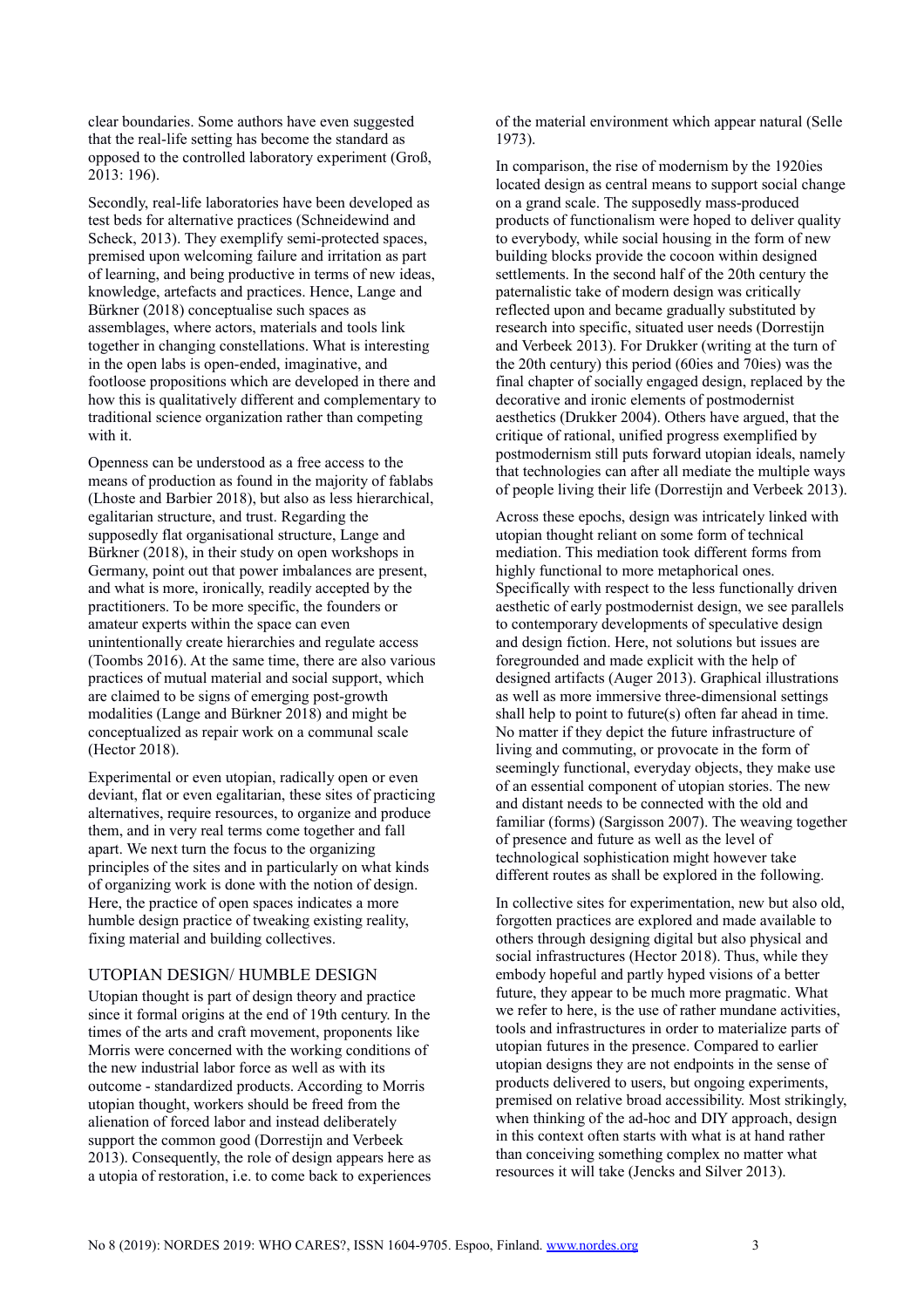clear boundaries. Some authors have even suggested that the real-life setting has become the standard as opposed to the controlled laboratory experiment (Groß, 2013: 196).

Secondly, real-life laboratories have been developed as test beds for alternative practices (Schneidewind and Scheck, 2013). They exemplify semi-protected spaces, premised upon welcoming failure and irritation as part of learning, and being productive in terms of new ideas, knowledge, artefacts and practices. Hence, Lange and Bürkner (2018) conceptualise such spaces as assemblages, where actors, materials and tools link together in changing constellations. What is interesting in the open labs is open-ended, imaginative, and footloose propositions which are developed in there and how this is qualitatively different and complementary to traditional science organization rather than competing with it.

Openness can be understood as a free access to the means of production as found in the majority of fablabs (Lhoste and Barbier 2018), but also as less hierarchical, egalitarian structure, and trust. Regarding the supposedly flat organisational structure, Lange and Bürkner (2018), in their study on open workshops in Germany, point out that power imbalances are present, and what is more, ironically, readily accepted by the practitioners. To be more specific, the founders or amateur experts within the space can even unintentionally create hierarchies and regulate access (Toombs 2016). At the same time, there are also various practices of mutual material and social support, which are claimed to be signs of emerging post-growth modalities (Lange and Bürkner 2018) and might be conceptualized as repair work on a communal scale (Hector 2018).

Experimental or even utopian, radically open or even deviant, flat or even egalitarian, these sites of practicing alternatives, require resources, to organize and produce them, and in very real terms come together and fall apart. We next turn the focus to the organizing principles of the sites and in particularly on what kinds of organizing work is done with the notion of design. Here, the practice of open spaces indicates a more humble design practice of tweaking existing reality, fixing material and building collectives.

## UTOPIAN DESIGN/ HUMBLE DESIGN

Utopian thought is part of design theory and practice since it formal origins at the end of 19th century. In the times of the arts and craft movement, proponents like Morris were concerned with the working conditions of the new industrial labor force as well as with its outcome - standardized products. According to Morris utopian thought, workers should be freed from the alienation of forced labor and instead deliberately support the common good (Dorrestijn and Verbeek 2013). Consequently, the role of design appears here as a utopia of restoration, i.e. to come back to experiences of the material environment which appear natural (Selle 1973).

In comparison, the rise of modernism by the 1920ies located design as central means to support social change on a grand scale. The supposedly mass-produced products of functionalism were hoped to deliver quality to everybody, while social housing in the form of new building blocks provide the cocoon within designed settlements. In the second half of the 20th century the paternalistic take of modern design was critically reflected upon and became gradually substituted by research into specific, situated user needs (Dorrestijn and Verbeek 2013). For Drukker (writing at the turn of the 20th century) this period (60ies and 70ies) was the final chapter of socially engaged design, replaced by the decorative and ironic elements of postmodernist aesthetics (Drukker 2004). Others have argued, that the critique of rational, unified progress exemplified by postmodernism still puts forward utopian ideals, namely that technologies can after all mediate the multiple ways of people living their life (Dorrestijn and Verbeek 2013).

Across these epochs, design was intricately linked with utopian thought reliant on some form of technical mediation. This mediation took different forms from highly functional to more metaphorical ones. Specifically with respect to the less functionally driven aesthetic of early postmodernist design, we see parallels to contemporary developments of speculative design and design fiction. Here, not solutions but issues are foregrounded and made explicit with the help of designed artifacts (Auger 2013). Graphical illustrations as well as more immersive three-dimensional settings shall help to point to future(s) often far ahead in time. No matter if they depict the future infrastructure of living and commuting, or provocate in the form of seemingly functional, everyday objects, they make use of an essential component of utopian stories. The new and distant needs to be connected with the old and familiar (forms) (Sargisson 2007). The weaving together of presence and future as well as the level of technological sophistication might however take different routes as shall be explored in the following.

In collective sites for experimentation, new but also old, forgotten practices are explored and made available to others through designing digital but also physical and social infrastructures (Hector 2018). Thus, while they embody hopeful and partly hyped visions of a better future, they appear to be much more pragmatic. What we refer to here, is the use of rather mundane activities, tools and infrastructures in order to materialize parts of utopian futures in the presence. Compared to earlier utopian designs they are not endpoints in the sense of products delivered to users, but ongoing experiments, premised on relative broad accessibility. Most strikingly, when thinking of the ad-hoc and DIY approach, design in this context often starts with what is at hand rather than conceiving something complex no matter what resources it will take (Jencks and Silver 2013).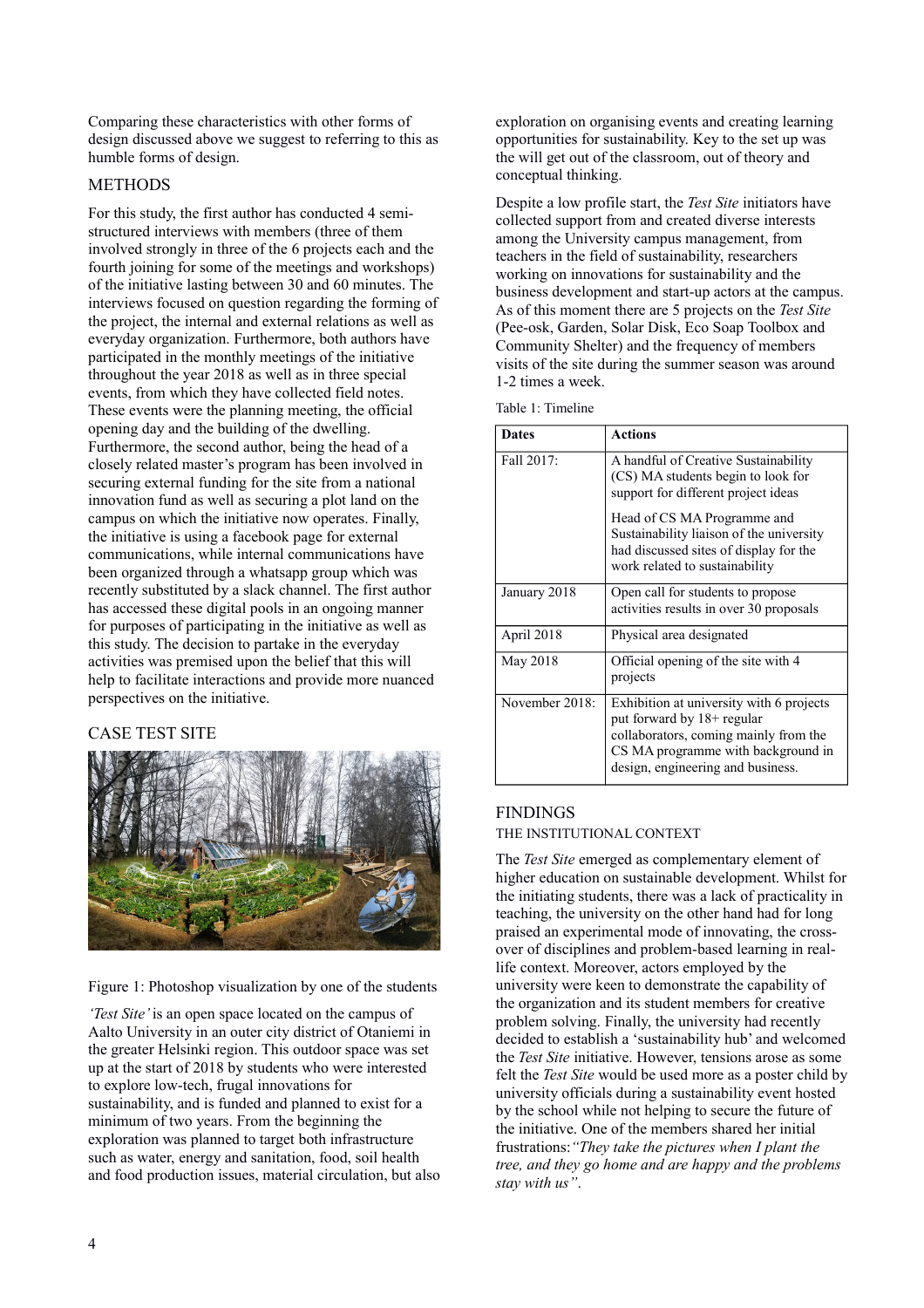Comparing these characteristics with other forms of design discussed above we suggest to referring to this as humble forms of design.

## METHODS

For this study, the first author has conducted 4 semi-structured interviews with members (three of them involved strongly in three of the 6 projects each and the fourth joining for some of the meetings and workshops) of the initiative lasting between 30 and 60 minutes. The interviews focused on question regarding the forming of the project, the internal and external relations as well as everyday organization. Furthermore, both authors have participated in the monthly meetings of the initiative throughout the year 2018 as well as in three special events, from which they have collected field notes. These events were the planning meeting, the official opening day and the building of the dwelling. Furthermore, the second author, being the head of a closely related master's program has been involved in securing external funding for the site from a national innovation fund as well as securing a plot land on the campus on which the initiative now operates. Finally, the initiative is using a facebook page for external communications, while internal communications have been organized through a whatsapp group which was recently substituted by a slack channel. The first author has accessed these digital pools in an ongoing manner for purposes of participating in the initiative as well as this study. The decision to partake in the everyday activities was premised upon the belief that this will help to facilitate interactions and provide more nuanced perspectives on the initiative.

## CASE TEST SITE

Figure 1: Photoshop visualization by one of the students

*'Test Site'* is an open space located on the campus of Aalto University in an outer city district of Otaniemi in the greater Helsinki region. This outdoor space was set up at the start of 2018 by students who were interested to explore low-tech, frugal innovations for sustainability, and is funded and planned to exist for a minimum of two years. From the beginning the exploration was planned to target both infrastructure such as water, energy and sanitation, food, soil health and food production issues, material circulation, but also exploration on organising events and creating learning opportunities for sustainability. Key to the set up was the will get out of the classroom, out of theory and conceptual thinking.

Despite a low profile start, the *Test Site* initiators have collected support from and created diverse interests among the University campus management, from teachers in the field of sustainability, researchers working on innovations for sustainability and the business development and start-up actors at the campus. As of this moment there are 5 projects on the *Test Site* (Pee-osk, Garden, Solar Disk, Eco Soap Toolbox and Community Shelter) and the frequency of members visits of the site during the summer season was around 1-2 times a week.

Table 1: Timeline

| Dates | Actions |
|---|---|
| Fall 2017: | A handful of Creative Sustainability (CS) MA students begin to look for support for different project ideas<br><br>Head of CS MA Programme and Sustainability liaison of the university had discussed sites of display for the work related to sustainability |
| January 2018 | Open call for students to propose activities results in over 30 proposals |
| April 2018 | Physical area designated |
| May 2018 | Official opening of the site with 4 projects |
| November 2018: | Exhibition at university with 6 projects put forward by 18+ regular collaborators, coming mainly from the CS MA programme with background in design, engineering and business. |

## FINDINGS

### THE INSTITUTIONAL CONTEXT

The *Test Site* emerged as complementary element of higher education on sustainable development. Whilst for the initiating students, there was a lack of practicality in teaching, the university on the other hand had for long praised an experimental mode of innovating, the cross-over of disciplines and problem-based learning in real-life context. Moreover, actors employed by the university were keen to demonstrate the capability of the organization and its student members for creative problem solving. Finally, the university had recently decided to establish a 'sustainability hub' and welcomed the *Test Site* initiative. However, tensions arose as some felt the *Test Site* would be used more as a poster child by university officials during a sustainability event hosted by the school while not helping to secure the future of the initiative. One of the members shared her initial frustrations:*"They take the pictures when I plant the tree, and they go home and are happy and the problems stay with us"*.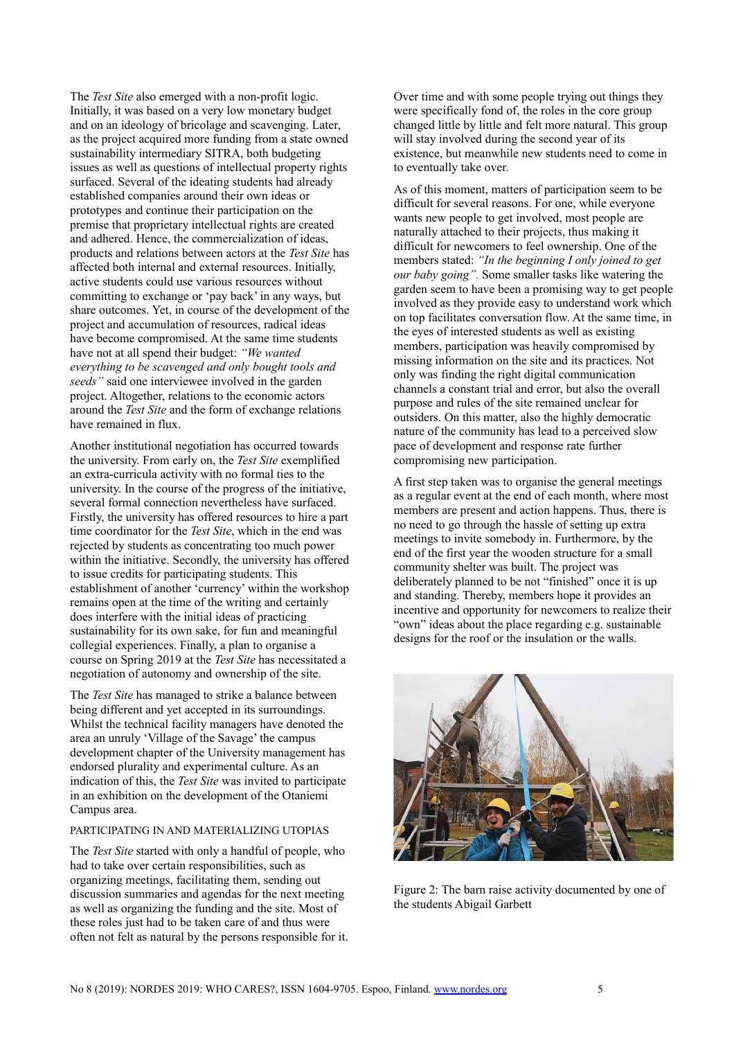The *Test Site* also emerged with a non-profit logic. Initially, it was based on a very low monetary budget and on an ideology of bricolage and scavenging. Later, as the project acquired more funding from a state owned sustainability intermediary SITRA, both budgeting issues as well as questions of intellectual property rights surfaced. Several of the ideating students had already established companies around their own ideas or prototypes and continue their participation on the premise that proprietary intellectual rights are created and adhered. Hence, the commercialization of ideas, products and relations between actors at the *Test Site* has affected both internal and external resources. Initially, active students could use various resources without committing to exchange or 'pay back' in any ways, but share outcomes. Yet, in course of the development of the project and accumulation of resources, radical ideas have become compromised. At the same time students have not at all spend their budget: *"We wanted everything to be scavenged and only bought tools and seeds"* said one interviewee involved in the garden project. Altogether, relations to the economic actors around the *Test Site* and the form of exchange relations have remained in flux.

Another institutional negotiation has occurred towards the university. From early on, the *Test Site* exemplified an extra-curricula activity with no formal ties to the university. In the course of the progress of the initiative, several formal connection nevertheless have surfaced. Firstly, the university has offered resources to hire a part time coordinator for the *Test Site*, which in the end was rejected by students as concentrating too much power within the initiative. Secondly, the university has offered to issue credits for participating students. This establishment of another 'currency' within the workshop remains open at the time of the writing and certainly does interfere with the initial ideas of practicing sustainability for its own sake, for fun and meaningful collegial experiences. Finally, a plan to organise a course on Spring 2019 at the *Test Site* has necessitated a negotiation of autonomy and ownership of the site.

The *Test Site* has managed to strike a balance between being different and yet accepted in its surroundings. Whilst the technical facility managers have denoted the area an unruly 'Village of the Savage' the campus development chapter of the University management has endorsed plurality and experimental culture. As an indication of this, the *Test Site* was invited to participate in an exhibition on the development of the Otaniemi Campus area.

## PARTICIPATING IN AND MATERIALIZING UTOPIAS

The *Test Site* started with only a handful of people, who had to take over certain responsibilities, such as organizing meetings, facilitating them, sending out discussion summaries and agendas for the next meeting as well as organizing the funding and the site. Most of these roles just had to be taken care of and thus were often not felt as natural by the persons responsible for it.

Over time and with some people trying out things they were specifically fond of, the roles in the core group changed little by little and felt more natural. This group will stay involved during the second year of its existence, but meanwhile new students need to come in to eventually take over.

As of this moment, matters of participation seem to be difficult for several reasons. For one, while everyone wants new people to get involved, most people are naturally attached to their projects, thus making it difficult for newcomers to feel ownership. One of the members stated: *"In the beginning I only joined to get our baby going".* Some smaller tasks like watering the garden seem to have been a promising way to get people involved as they provide easy to understand work which on top facilitates conversation flow. At the same time, in the eyes of interested students as well as existing members, participation was heavily compromised by missing information on the site and its practices. Not only was finding the right digital communication channels a constant trial and error, but also the overall purpose and rules of the site remained unclear for outsiders. On this matter, also the highly democratic nature of the community has lead to a perceived slow pace of development and response rate further compromising new participation.

A first step taken was to organise the general meetings as a regular event at the end of each month, where most members are present and action happens. Thus, there is no need to go through the hassle of setting up extra meetings to invite somebody in. Furthermore, by the end of the first year the wooden structure for a small community shelter was built. The project was deliberately planned to be not "finished" once it is up and standing. Thereby, members hope it provides an incentive and opportunity for newcomers to realize their "own" ideas about the place regarding e.g. sustainable designs for the roof or the insulation or the walls.

Figure 2: The barn raise activity documented by one of the students Abigail Garbett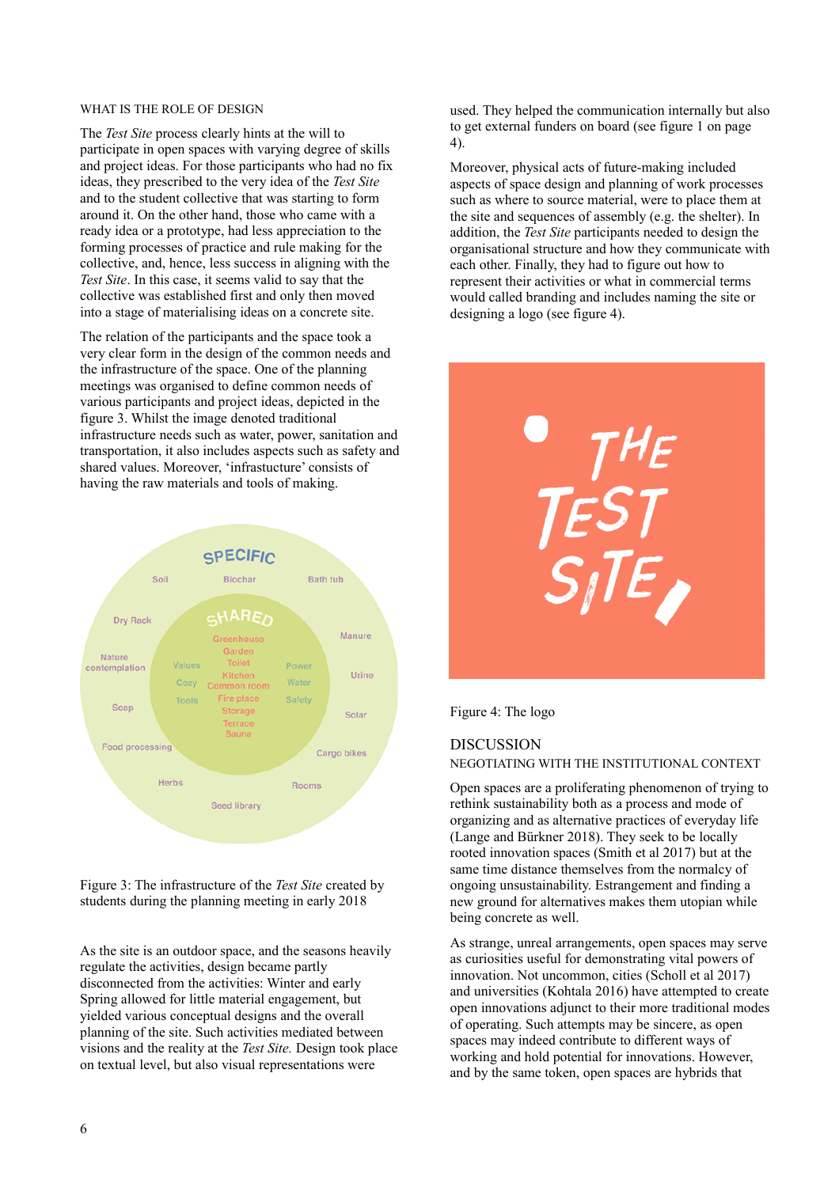### WHAT IS THE ROLE OF DESIGN

The *Test Site* process clearly hints at the will to participate in open spaces with varying degree of skills and project ideas. For those participants who had no fix ideas, they prescribed to the very idea of the *Test Site* and to the student collective that was starting to form around it. On the other hand, those who came with a ready idea or a prototype, had less appreciation to the forming processes of practice and rule making for the collective, and, hence, less success in aligning with the *Test Site*. In this case, it seems valid to say that the collective was established first and only then moved into a stage of materialising ideas on a concrete site.

The relation of the participants and the space took a very clear form in the design of the common needs and the infrastructure of the space. One of the planning meetings was organised to define common needs of various participants and project ideas, depicted in the figure 3. Whilst the image denoted traditional infrastructure needs such as water, power, sanitation and transportation, it also includes aspects such as safety and shared values. Moreover, 'infrastructure' consists of having the raw materials and tools of making.

Figure 3: The infrastructure of the *Test Site* created by students during the planning meeting in early 2018

As the site is an outdoor space, and the seasons heavily regulate the activities, design became partly disconnected from the activities: Winter and early Spring allowed for little material engagement, but yielded various conceptual designs and the overall planning of the site. Such activities mediated between visions and the reality at the *Test Site.* Design took place on textual level, but also visual representations were used. They helped the communication internally but also to get external funders on board (see figure 1 on page 4).

Moreover, physical acts of future-making included aspects of space design and planning of work processes such as where to source material, were to place them at the site and sequences of assembly (e.g. the shelter). In addition, the *Test Site* participants needed to design the organisational structure and how they communicate with each other. Finally, they had to figure out how to represent their activities or what in commercial terms would called branding and includes naming the site or designing a logo (see figure 4).

Figure 4: The logo

## DISCUSSION

### NEGOTIATING WITH THE INSTITUTIONAL CONTEXT

Open spaces are a proliferating phenomenon of trying to rethink sustainability both as a process and mode of organizing and as alternative practices of everyday life (Lange and Bürkner 2018). They seek to be locally rooted innovation spaces (Smith et al 2017) but at the same time distance themselves from the normalcy of ongoing unsustainability. Estrangement and finding a new ground for alternatives makes them utopian while being concrete as well.

As strange, unreal arrangements, open spaces may serve as curiosities useful for demonstrating vital powers of innovation. Not uncommon, cities (Scholl et al 2017) and universities (Kohtala 2016) have attempted to create open innovations adjunct to their more traditional modes of operating. Such attempts may be sincere, as open spaces may indeed contribute to different ways of working and hold potential for innovations. However, and by the same token, open spaces are hybrids that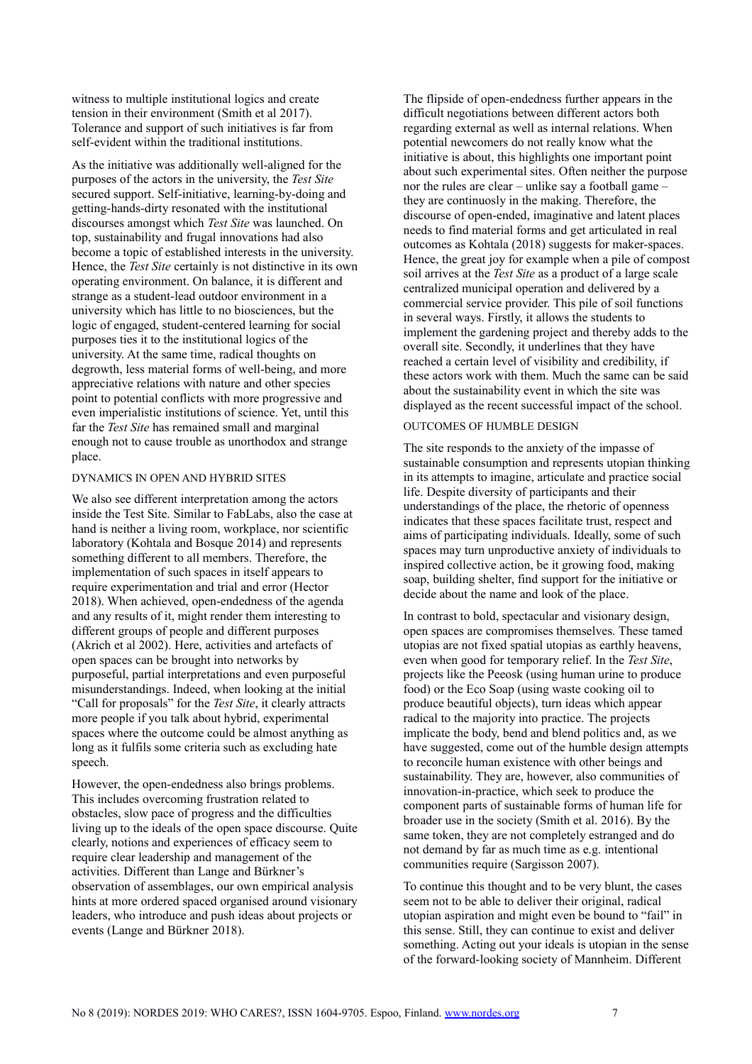witness to multiple institutional logics and create tension in their environment (Smith et al 2017). Tolerance and support of such initiatives is far from self-evident within the traditional institutions.

As the initiative was additionally well-aligned for the purposes of the actors in the university, the *Test Site* secured support. Self-initiative, learning-by-doing and getting-hands-dirty resonated with the institutional discourses amongst which *Test Site* was launched. On top, sustainability and frugal innovations had also become a topic of established interests in the university. Hence, the *Test Site* certainly is not distinctive in its own operating environment. On balance, it is different and strange as a student-lead outdoor environment in a university which has little to no biosciences, but the logic of engaged, student-centered learning for social purposes ties it to the institutional logics of the university. At the same time, radical thoughts on degrowth, less material forms of well-being, and more appreciative relations with nature and other species point to potential conflicts with more progressive and even imperialistic institutions of science. Yet, until this far the *Test Site* has remained small and marginal enough not to cause trouble as unorthodox and strange place.

### DYNAMICS IN OPEN AND HYBRID SITES

We also see different interpretation among the actors inside the Test Site. Similar to FabLabs, also the case at hand is neither a living room, workplace, nor scientific laboratory (Kohtala and Bosque 2014) and represents something different to all members. Therefore, the implementation of such spaces in itself appears to require experimentation and trial and error (Hector 2018). When achieved, open-endedness of the agenda and any results of it, might render them interesting to different groups of people and different purposes (Akrich et al 2002). Here, activities and artefacts of open spaces can be brought into networks by purposeful, partial interpretations and even purposeful misunderstandings. Indeed, when looking at the initial "Call for proposals" for the *Test Site*, it clearly attracts more people if you talk about hybrid, experimental spaces where the outcome could be almost anything as long as it fulfils some criteria such as excluding hate speech.

However, the open-endedness also brings problems. This includes overcoming frustration related to obstacles, slow pace of progress and the difficulties living up to the ideals of the open space discourse. Quite clearly, notions and experiences of efficacy seem to require clear leadership and management of the activities. Different than Lange and Bürkner's observation of assemblages, our own empirical analysis hints at more ordered spaced organised around visionary leaders, who introduce and push ideas about projects or events (Lange and Bürkner 2018).

The flipside of open-endedness further appears in the difficult negotiations between different actors both regarding external as well as internal relations. When potential newcomers do not really know what the initiative is about, this highlights one important point about such experimental sites. Often neither the purpose nor the rules are clear – unlike say a football game – they are continuosly in the making. Therefore, the discourse of open-ended, imaginative and latent places needs to find material forms and get articulated in real outcomes as Kohtala (2018) suggests for maker-spaces. Hence, the great joy for example when a pile of compost soil arrives at the *Test Site* as a product of a large scale centralized municipal operation and delivered by a commercial service provider. This pile of soil functions in several ways. Firstly, it allows the students to implement the gardening project and thereby adds to the overall site. Secondly, it underlines that they have reached a certain level of visibility and credibility, if these actors work with them. Much the same can be said about the sustainability event in which the site was displayed as the recent successful impact of the school.

### OUTCOMES OF HUMBLE DESIGN

The site responds to the anxiety of the impasse of sustainable consumption and represents utopian thinking in its attempts to imagine, articulate and practice social life. Despite diversity of participants and their understandings of the place, the rhetoric of openness indicates that these spaces facilitate trust, respect and aims of participating individuals. Ideally, some of such spaces may turn unproductive anxiety of individuals to inspired collective action, be it growing food, making soap, building shelter, find support for the initiative or decide about the name and look of the place.

In contrast to bold, spectacular and visionary design, open spaces are compromises themselves. These tamed utopias are not fixed spatial utopias as earthly heavens, even when good for temporary relief. In the *Test Site*, projects like the Peeosk (using human urine to produce food) or the Eco Soap (using waste cooking oil to produce beautiful objects), turn ideas which appear radical to the majority into practice. The projects implicate the body, bend and blend politics and, as we have suggested, come out of the humble design attempts to reconcile human existence with other beings and sustainability. They are, however, also communities of innovation-in-practice, which seek to produce the component parts of sustainable forms of human life for broader use in the society (Smith et al. 2016). By the same token, they are not completely estranged and do not demand by far as much time as e.g. intentional communities require (Sargisson 2007).

To continue this thought and to be very blunt, the cases seem not to be able to deliver their original, radical utopian aspiration and might even be bound to "fail" in this sense. Still, they can continue to exist and deliver something. Acting out your ideals is utopian in the sense of the forward-looking society of Mannheim. Different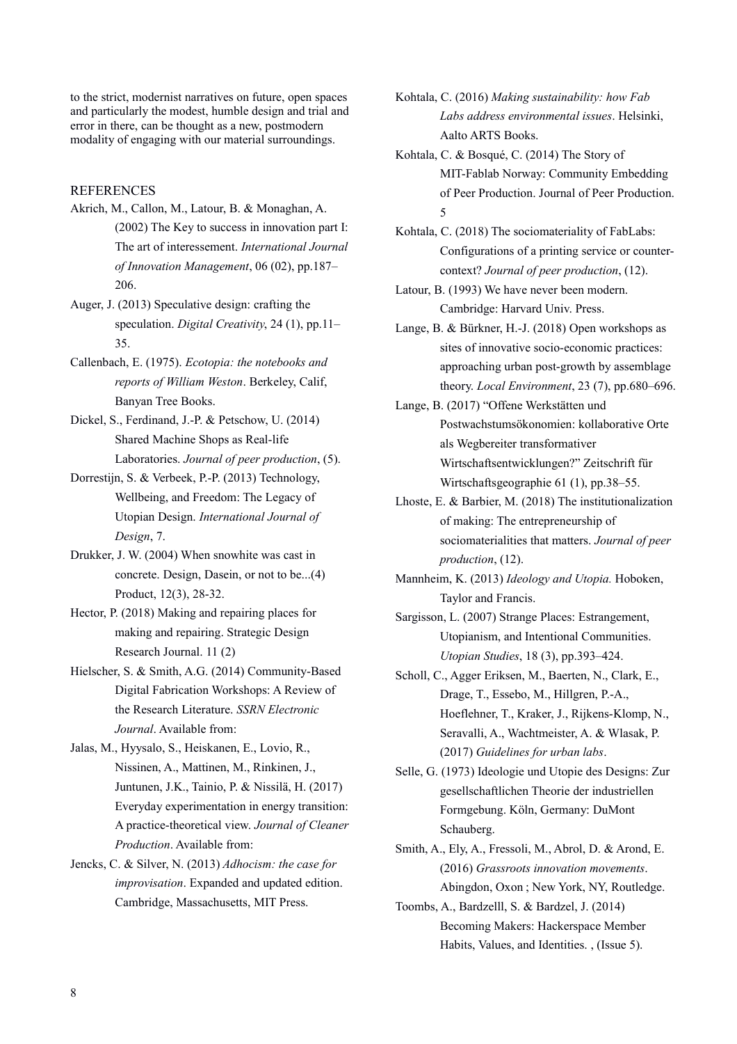to the strict, modernist narratives on future, open spaces and particularly the modest, humble design and trial and error in there, can be thought as a new, postmodern modality of engaging with our material surroundings.

## REFERENCES

Akrich, M., Callon, M., Latour, B. & Monaghan, A. (2002) The Key to success in innovation part I: The art of interessement. *International Journal of Innovation Management*, 06 (02), pp.187–206.

Auger, J. (2013) Speculative design: crafting the speculation. *Digital Creativity*, 24 (1), pp.11–35.

Callenbach, E. (1975). *Ecotopia: the notebooks and reports of William Weston*. Berkeley, Calif, Banyan Tree Books.

Dickel, S., Ferdinand, J.-P. & Petschow, U. (2014) Shared Machine Shops as Real-life Laboratories. *Journal of peer production*, (5).

Dorrestijn, S. & Verbeek, P.-P. (2013) Technology, Wellbeing, and Freedom: The Legacy of Utopian Design. *International Journal of Design*, 7.

Drukker, J. W. (2004) When snowhite was cast in concrete. Design, Dasein, or not to be...(4) Product, 12(3), 28-32.

Hector, P. (2018) Making and repairing places for making and repairing. Strategic Design Research Journal. 11 (2)

Hielscher, S. & Smith, A.G. (2014) Community-Based Digital Fabrication Workshops: A Review of the Research Literature. *SSRN Electronic Journal*. Available from:

Jalas, M., Hyysalo, S., Heiskanen, E., Lovio, R., Nissinen, A., Mattinen, M., Rinkinen, J., Juntunen, J.K., Tainio, P. & Nissilä, H. (2017) Everyday experimentation in energy transition: A practice-theoretical view. *Journal of Cleaner Production*. Available from:

Jencks, C. & Silver, N. (2013) *Adhocism: the case for improvisation*. Expanded and updated edition. Cambridge, Massachusetts, MIT Press.

Kohtala, C. (2016) *Making sustainability: how Fab Labs address environmental issues*. Helsinki, Aalto ARTS Books.

Kohtala, C. & Bosqué, C. (2014) The Story of MIT-Fablab Norway: Community Embedding of Peer Production. Journal of Peer Production. 5

Kohtala, C. (2018) The sociomateriality of FabLabs: Configurations of a printing service or counter-context? *Journal of peer production*, (12).

Latour, B. (1993) We have never been modern. Cambridge: Harvard Univ. Press.

Lange, B. & Bürkner, H.-J. (2018) Open workshops as sites of innovative socio-economic practices: approaching urban post-growth by assemblage theory. *Local Environment*, 23 (7), pp.680–696.

Lange, B. (2017) "Offene Werkstätten und Postwachstumsökonomien: kollaborative Orte als Wegbereiter transformativer Wirtschaftsentwicklungen?" Zeitschrift für Wirtschaftsgeographie 61 (1), pp.38–55.

Lhoste, E. & Barbier, M. (2018) The institutionalization of making: The entrepreneurship of sociomaterialities that matters. *Journal of peer production*, (12).

Mannheim, K. (2013) *Ideology and Utopia.* Hoboken, Taylor and Francis.

Sargisson, L. (2007) Strange Places: Estrangement, Utopianism, and Intentional Communities. *Utopian Studies*, 18 (3), pp.393–424.

Scholl, C., Agger Eriksen, M., Baerten, N., Clark, E., Drage, T., Essebo, M., Hillgren, P.-A., Hoeflehner, T., Kraker, J., Rijkens-Klomp, N., Seravalli, A., Wachtmeister, A. & Wlasak, P. (2017) *Guidelines for urban labs*.

Selle, G. (1973) Ideologie und Utopie des Designs: Zur gesellschaftlichen Theorie der industriellen Formgebung. Köln, Germany: DuMont Schauberg.

Smith, A., Ely, A., Fressoli, M., Abrol, D. & Arond, E. (2016) *Grassroots innovation movements*. Abingdon, Oxon ; New York, NY, Routledge.

Toombs, A., Bardzelll, S. & Bardzel, J. (2014) Becoming Makers: Hackerspace Member Habits, Values, and Identities. , (Issue 5).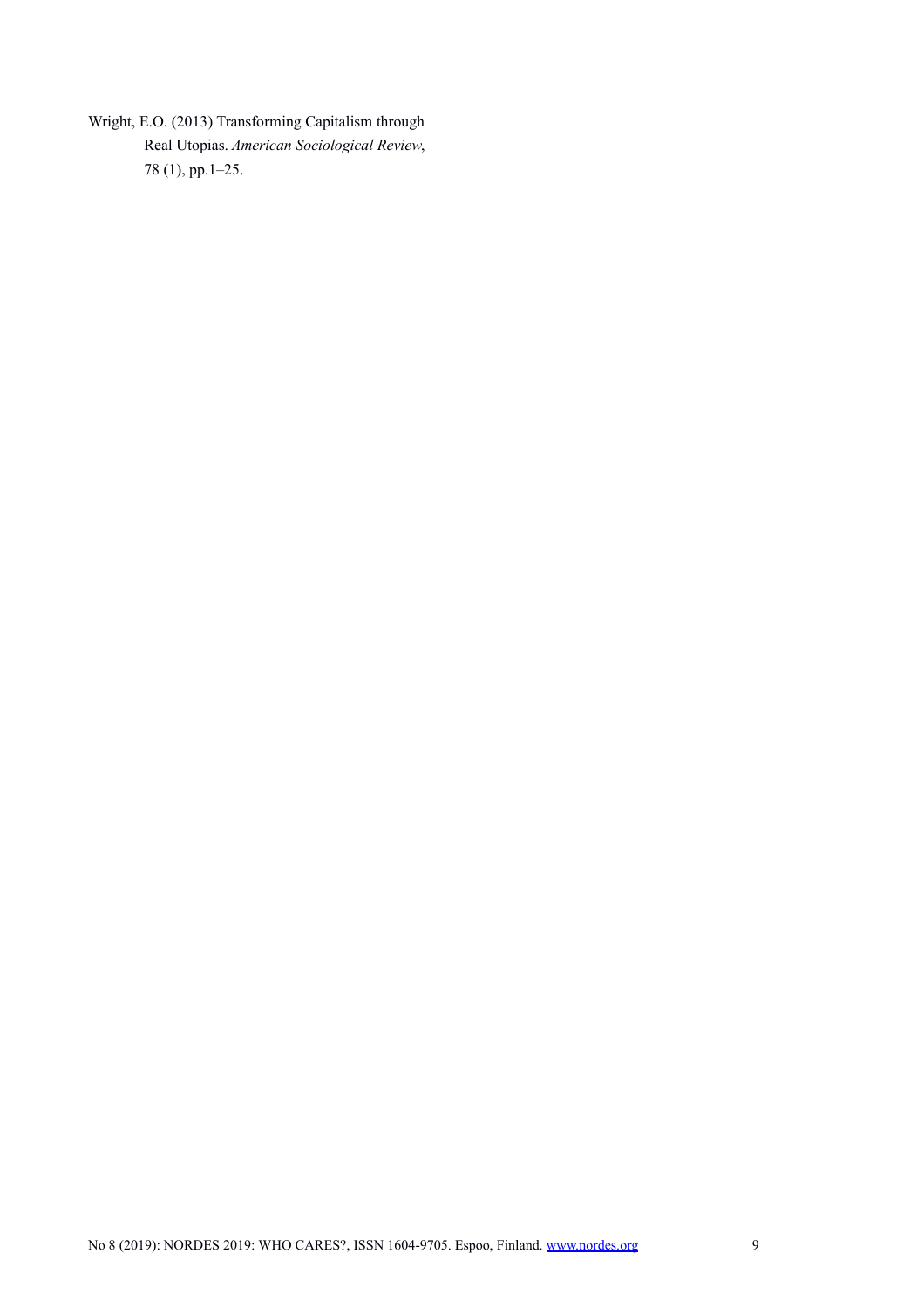Wright, E.O. (2013) Transforming Capitalism through Real Utopias. *American Sociological Review*, 78 (1), pp.1–25.